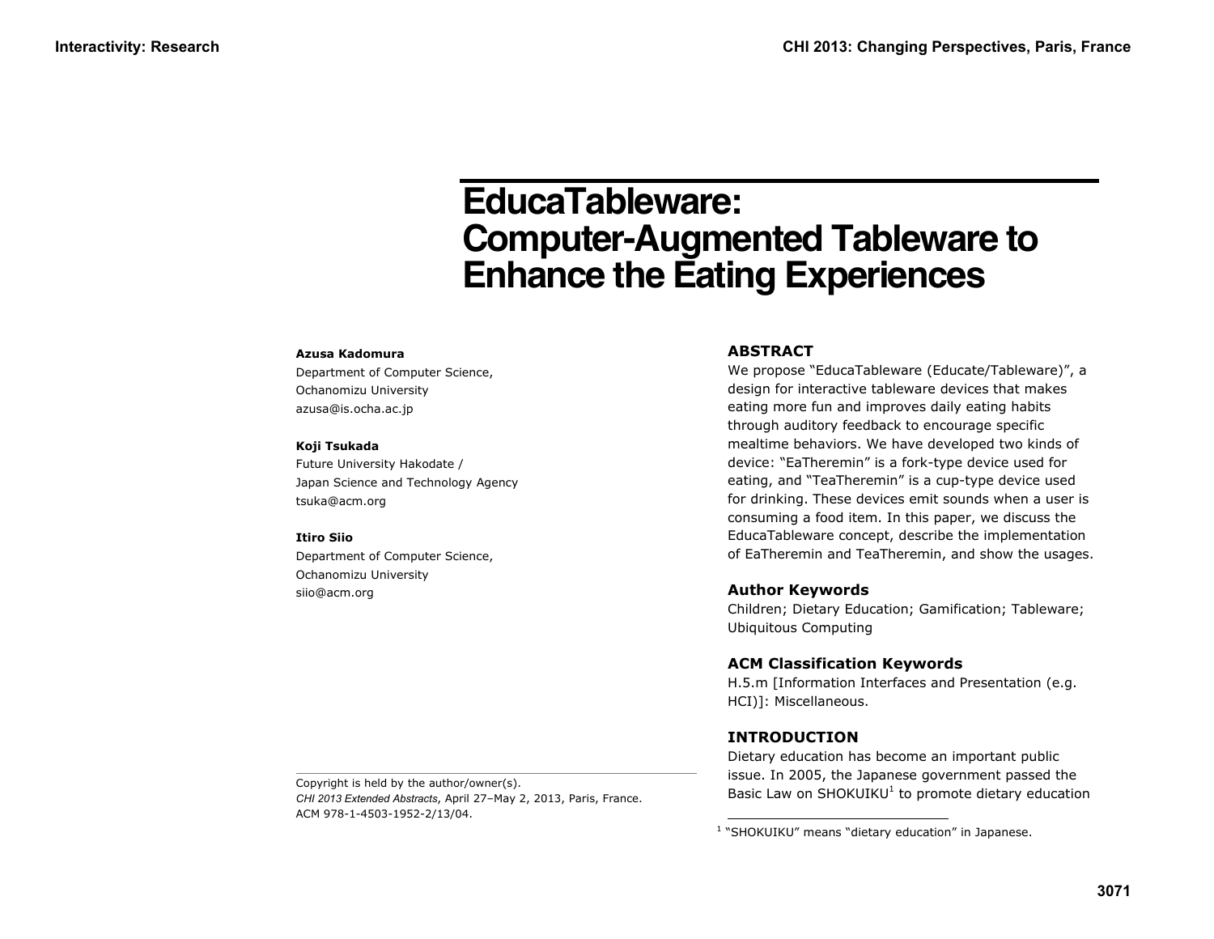# EducaTableware: Computer-Augmented Tableware to Enhance the Eating Experiences

**Azusa Kadomura**
Department of Computer Science,
Ochanomizu University
azusa@is.ocha.ac.jp

**Koji Tsukada**
Future University Hakodate /
Japan Science and Technology Agency
tsuka@acm.org

**Itiro Siio**
Department of Computer Science,
Ochanomizu University
siio@acm.org

Copyright is held by the author/owner(s).
*CHI 2013 Extended Abstracts*, April 27–May 2, 2013, Paris, France.
ACM 978-1-4503-1952-2/13/04.

## ABSTRACT

We propose "EducaTableware (Educate/Tableware)", a design for interactive tableware devices that makes eating more fun and improves daily eating habits through auditory feedback to encourage specific mealtime behaviors. We have developed two kinds of device: "EaTheremin" is a fork-type device used for eating, and "TeaTheremin" is a cup-type device used for drinking. These devices emit sounds when a user is consuming a food item. In this paper, we discuss the EducaTableware concept, describe the implementation of EaTheremin and TeaTheremin, and show the usages.

## Author Keywords

Children; Dietary Education; Gamification; Tableware; Ubiquitous Computing

## ACM Classification Keywords

H.5.m [Information Interfaces and Presentation (e.g. HCI)]: Miscellaneous.

## INTRODUCTION

Dietary education has become an important public issue. In 2005, the Japanese government passed the Basic Law on SHOKUIKU[1] to promote dietary education

[1] "SHOKUIKU" means "dietary education" in Japanese.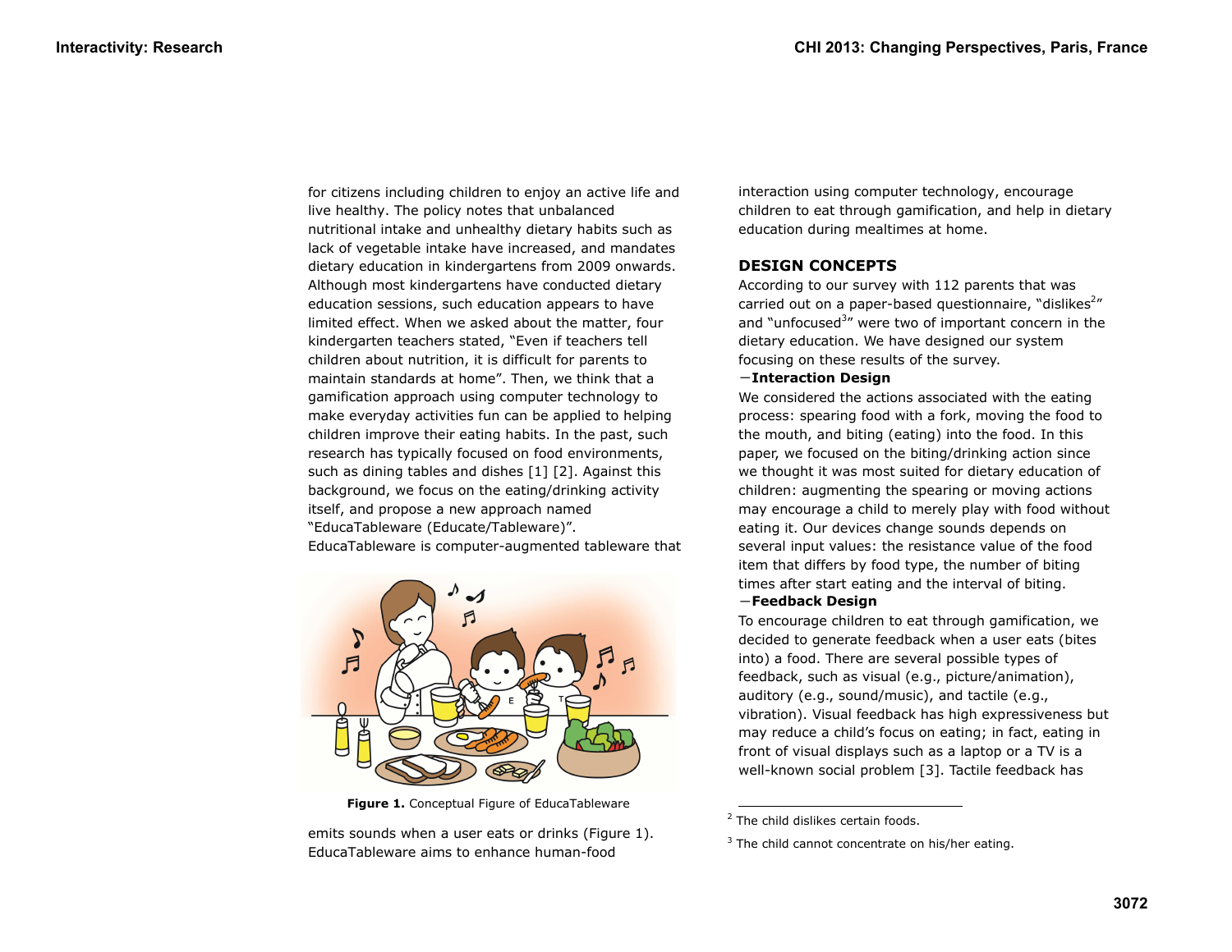for citizens including children to enjoy an active life and live healthy. The policy notes that unbalanced nutritional intake and unhealthy dietary habits such as lack of vegetable intake have increased, and mandates dietary education in kindergartens from 2009 onwards. Although most kindergartens have conducted dietary education sessions, such education appears to have limited effect. When we asked about the matter, four kindergarten teachers stated, "Even if teachers tell children about nutrition, it is difficult for parents to maintain standards at home". Then, we think that a gamification approach using computer technology to make everyday activities fun can be applied to helping children improve their eating habits. In the past, such research has typically focused on food environments, such as dining tables and dishes [1] [2]. Against this background, we focus on the eating/drinking activity itself, and propose a new approach named "EducaTableware (Educate/Tableware)". EducaTableware is computer-augmented tableware that emits sounds when a user eats or drinks (Figure 1). EducaTableware aims to enhance human-food interaction using computer technology, encourage children to eat through gamification, and help in dietary education during mealtimes at home.

**Figure 1.** Conceptual Figure of EducaTableware

## DESIGN CONCEPTS

According to our survey with 112 parents that was carried out on a paper-based questionnaire, "dislikes[2]" and "unfocused[3]" were two of important concern in the dietary education. We have designed our system focusing on these results of the survey.

### −Interaction Design

We considered the actions associated with the eating process: spearing food with a fork, moving the food to the mouth, and biting (eating) into the food. In this paper, we focused on the biting/drinking action since we thought it was most suited for dietary education of children: augmenting the spearing or moving actions may encourage a child to merely play with food without eating it. Our devices change sounds depends on several input values: the resistance value of the food item that differs by food type, the number of biting times after start eating and the interval of biting.

### −Feedback Design

To encourage children to eat through gamification, we decided to generate feedback when a user eats (bites into) a food. There are several possible types of feedback, such as visual (e.g., picture/animation), auditory (e.g., sound/music), and tactile (e.g., vibration). Visual feedback has high expressiveness but may reduce a child's focus on eating; in fact, eating in front of visual displays such as a laptop or a TV is a well-known social problem [3]. Tactile feedback has

[2] The child dislikes certain foods.

[3] The child cannot concentrate on his/her eating.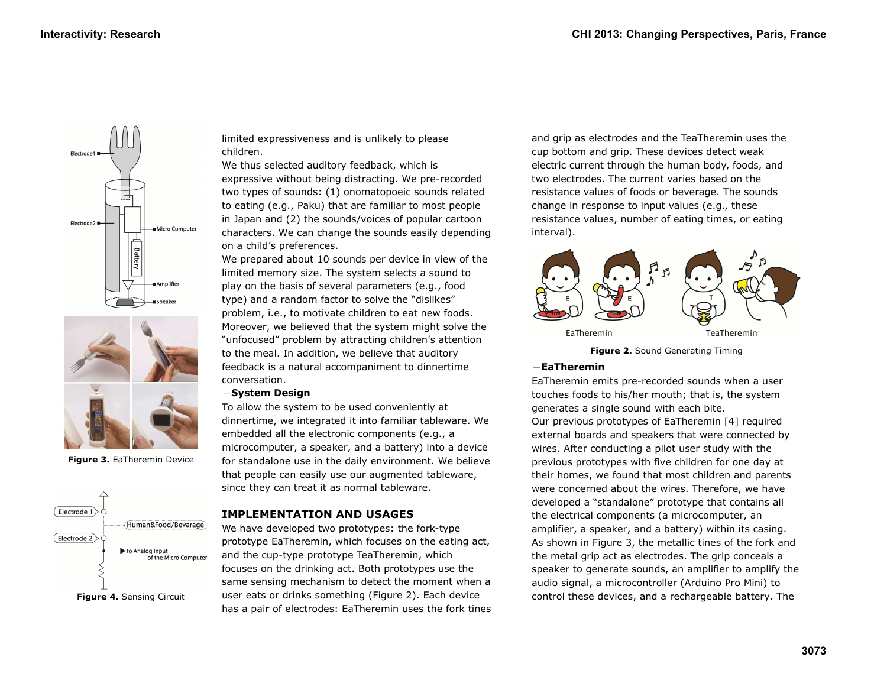limited expressiveness and is unlikely to please children.

We thus selected auditory feedback, which is expressive without being distracting. We pre-recorded two types of sounds: (1) onomatopoeic sounds related to eating (e.g., Paku) that are familiar to most people in Japan and (2) the sounds/voices of popular cartoon characters. We can change the sounds easily depending on a child's preferences.

We prepared about 10 sounds per device in view of the limited memory size. The system selects a sound to play on the basis of several parameters (e.g., food type) and a random factor to solve the "dislikes" problem, i.e., to motivate children to eat new foods. Moreover, we believed that the system might solve the "unfocused" problem by attracting children's attention to the meal. In addition, we believe that auditory feedback is a natural accompaniment to dinnertime conversation.

### —System Design

To allow the system to be used conveniently at dinnertime, we integrated it into familiar tableware. We embedded all the electronic components (e.g., a microcomputer, a speaker, and a battery) into a device for standalone use in the daily environment. We believe that people can easily use our augmented tableware, since they can treat it as normal tableware.

## IMPLEMENTATION AND USAGES

We have developed two prototypes: the fork-type prototype EaTheremin, which focuses on the eating act, and the cup-type prototype TeaTheremin, which focuses on the drinking act. Both prototypes use the same sensing mechanism to detect the moment when a user eats or drinks something (Figure 2). Each device has a pair of electrodes: EaTheremin uses the fork tines and grip as electrodes and the TeaTheremin uses the cup bottom and grip. These devices detect weak electric current through the human body, foods, and two electrodes. The current varies based on the resistance values of foods or beverage. The sounds change in response to input values (e.g., these resistance values, number of eating times, or eating interval).

EaTheremin

TeaTheremin

**Figure 2.** Sound Generating Timing

### —EaTheremin

EaTheremin emits pre-recorded sounds when a user touches foods to his/her mouth; that is, the system generates a single sound with each bite.

Our previous prototypes of EaTheremin [4] required external boards and speakers that were connected by wires. After conducting a pilot user study with the previous prototypes with five children for one day at their homes, we found that most children and parents were concerned about the wires. Therefore, we have developed a "standalone" prototype that contains all the electrical components (a microcomputer, an amplifier, a speaker, and a battery) within its casing. As shown in Figure 3, the metallic tines of the fork and the metal grip act as electrodes. The grip conceals a speaker to generate sounds, an amplifier to amplify the audio signal, a microcontroller (Arduino Pro Mini) to control these devices, and a rechargeable battery. The

Electrode1

Electrode2

Micro Computer

Battery

Amplifier

Speaker

**Figure 3.** EaTheremin Device

Electrode 1

Human&Food/Bevarage

Electrode 2

to Analog Input of the Micro Computer

**Figure 4.** Sensing Circuit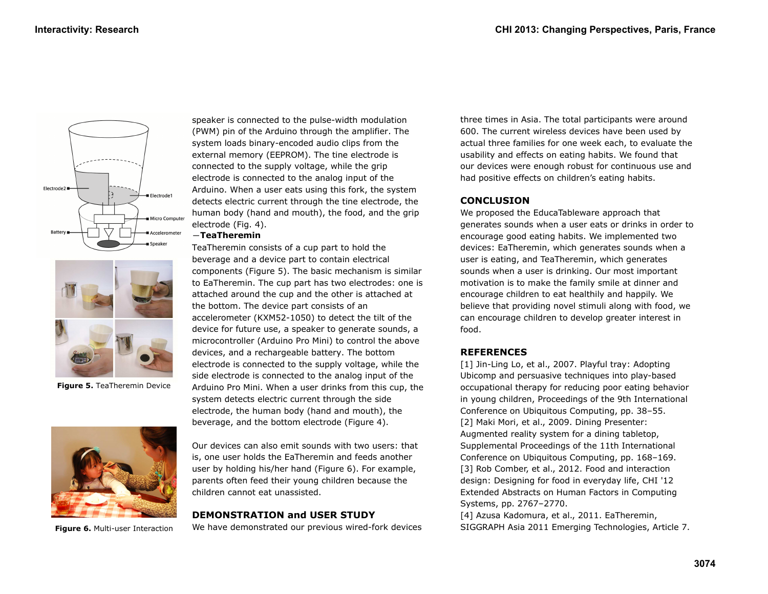Electrode2

Electrode1

Micro Computer

Battery

Accelerometer

Speaker

**Figure 5.** TeaTheremin Device

**Figure 6.** Multi-user Interaction

speaker is connected to the pulse-width modulation (PWM) pin of the Arduino through the amplifier. The system loads binary-encoded audio clips from the external memory (EEPROM). The tine electrode is connected to the supply voltage, while the grip electrode is connected to the analog input of the Arduino. When a user eats using this fork, the system detects electric current through the tine electrode, the human body (hand and mouth), the food, and the grip electrode (Fig. 4).

**—TeaTheremin**

TeaTheremin consists of a cup part to hold the beverage and a device part to contain electrical components (Figure 5). The basic mechanism is similar to EaTheremin. The cup part has two electrodes: one is attached around the cup and the other is attached at the bottom. The device part consists of an accelerometer (KXM52-1050) to detect the tilt of the device for future use, a speaker to generate sounds, a microcontroller (Arduino Pro Mini) to control the above devices, and a rechargeable battery. The bottom electrode is connected to the supply voltage, while the side electrode is connected to the analog input of the Arduino Pro Mini. When a user drinks from this cup, the system detects electric current through the side electrode, the human body (hand and mouth), the beverage, and the bottom electrode (Figure 4).

Our devices can also emit sounds with two users: that is, one user holds the EaTheremin and feeds another user by holding his/her hand (Figure 6). For example, parents often feed their young children because the children cannot eat unassisted.

## DEMONSTRATION and USER STUDY

We have demonstrated our previous wired-fork devices three times in Asia. The total participants were around 600. The current wireless devices have been used by actual three families for one week each, to evaluate the usability and effects on eating habits. We found that our devices were enough robust for continuous use and had positive effects on children's eating habits.

## CONCLUSION

We proposed the EducaTableware approach that generates sounds when a user eats or drinks in order to encourage good eating habits. We implemented two devices: EaTheremin, which generates sounds when a user is eating, and TeaTheremin, which generates sounds when a user is drinking. Our most important motivation is to make the family smile at dinner and encourage children to eat healthily and happily. We believe that providing novel stimuli along with food, we can encourage children to develop greater interest in food.

## REFERENCES

[1] Jin-Ling Lo, et al., 2007. Playful tray: Adopting Ubicomp and persuasive techniques into play-based occupational therapy for reducing poor eating behavior in young children, Proceedings of the 9th International Conference on Ubiquitous Computing, pp. 38–55.

[2] Maki Mori, et al., 2009. Dining Presenter: Augmented reality system for a dining tabletop, Supplemental Proceedings of the 11th International Conference on Ubiquitous Computing, pp. 168–169.

[3] Rob Comber, et al., 2012. Food and interaction design: Designing for food in everyday life, CHI '12 Extended Abstracts on Human Factors in Computing Systems, pp. 2767–2770.

[4] Azusa Kadomura, et al., 2011. EaTheremin, SIGGRAPH Asia 2011 Emerging Technologies, Article 7.